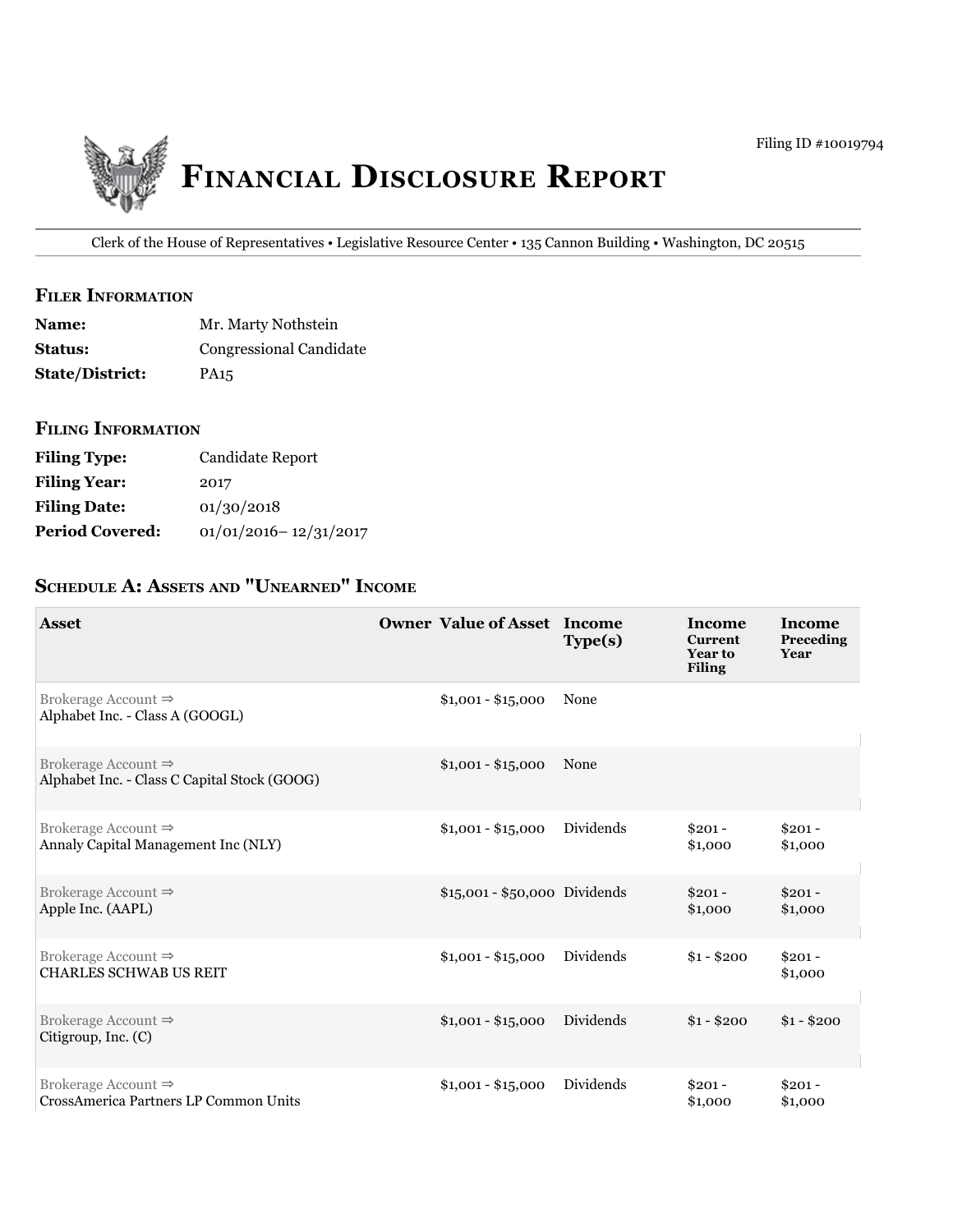Filing ID #10019794

# Financial Disclosure Report

Clerk of the House of Representatives • Legislative Resource Center • 135 Cannon Building • Washington, DC 20515

## Filer Information

**Name:** Mr. Marty Nothstein
**Status:** Congressional Candidate
**State/District:** PA15

## Filing Information

**Filing Type:** Candidate Report
**Filing Year:** 2017
**Filing Date:** 01/30/2018
**Period Covered:** 01/01/2016– 12/31/2017

## Schedule A: Assets and "Unearned" Income

| Asset | Owner | Value of Asset | Income Type(s) | Income Current Year to Filing | Income Preceding Year |
|---|---|---|---|---|---|
| Brokerage Account ⇒ Alphabet Inc. - Class A (GOOGL) | | $1,001 - $15,000 | None | | |
| Brokerage Account ⇒ Alphabet Inc. - Class C Capital Stock (GOOG) | | $1,001 - $15,000 | None | | |
| Brokerage Account ⇒ Annaly Capital Management Inc (NLY) | | $1,001 - $15,000 | Dividends | $201 - $1,000 | $201 - $1,000 |
| Brokerage Account ⇒ Apple Inc. (AAPL) | | $15,001 - $50,000 | Dividends | $201 - $1,000 | $201 - $1,000 |
| Brokerage Account ⇒ CHARLES SCHWAB US REIT | | $1,001 - $15,000 | Dividends | $1 - $200 | $201 - $1,000 |
| Brokerage Account ⇒ Citigroup, Inc. (C) | | $1,001 - $15,000 | Dividends | $1 - $200 | $1 - $200 |
| Brokerage Account ⇒ CrossAmerica Partners LP Common Units | | $1,001 - $15,000 | Dividends | $201 - $1,000 | $201 - $1,000 |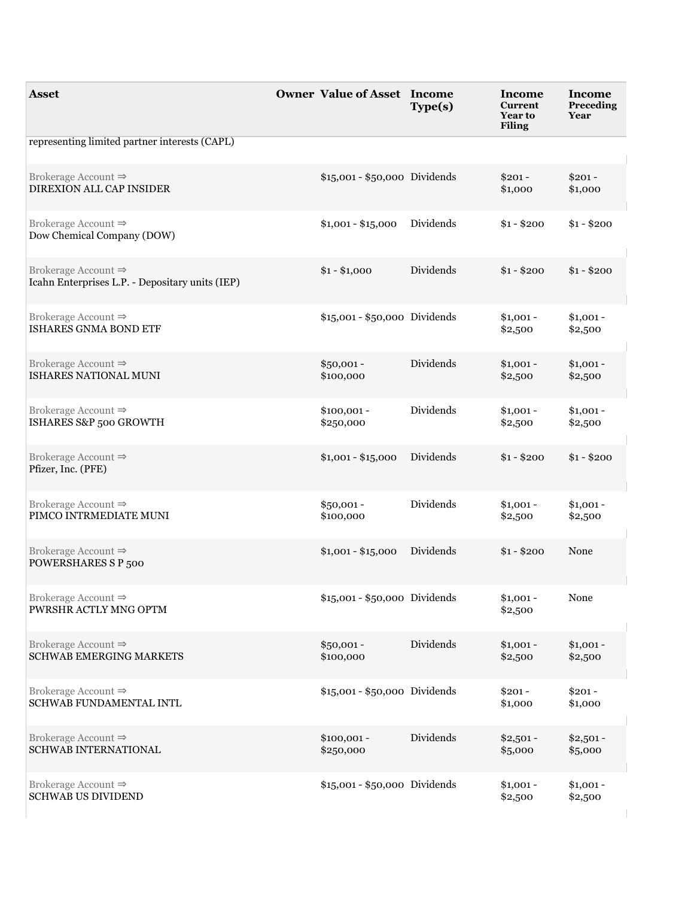| Asset | Owner | Value of Asset | Income Type(s) | Income Current Year to Filing | Income Preceding Year |
|---|---|---|---|---|---|
| representing limited partner interests (CAPL) | | | | | |
| Brokerage Account ⇒ DIREXION ALL CAP INSIDER | | $15,001 - $50,000 | Dividends | $201 - $1,000 | $201 - $1,000 |
| Brokerage Account ⇒ Dow Chemical Company (DOW) | | $1,001 - $15,000 | Dividends | $1 - $200 | $1 - $200 |
| Brokerage Account ⇒ Icahn Enterprises L.P. - Depositary units (IEP) | | $1 - $1,000 | Dividends | $1 - $200 | $1 - $200 |
| Brokerage Account ⇒ ISHARES GNMA BOND ETF | | $15,001 - $50,000 | Dividends | $1,001 - $2,500 | $1,001 - $2,500 |
| Brokerage Account ⇒ ISHARES NATIONAL MUNI | | $50,001 - $100,000 | Dividends | $1,001 - $2,500 | $1,001 - $2,500 |
| Brokerage Account ⇒ ISHARES S&P 500 GROWTH | | $100,001 - $250,000 | Dividends | $1,001 - $2,500 | $1,001 - $2,500 |
| Brokerage Account ⇒ Pfizer, Inc. (PFE) | | $1,001 - $15,000 | Dividends | $1 - $200 | $1 - $200 |
| Brokerage Account ⇒ PIMCO INTRMEDIATE MUNI | | $50,001 - $100,000 | Dividends | $1,001 - $2,500 | $1,001 - $2,500 |
| Brokerage Account ⇒ POWERSHARES S P 500 | | $1,001 - $15,000 | Dividends | $1 - $200 | None |
| Brokerage Account ⇒ PWRSHR ACTLY MNG OPTM | | $15,001 - $50,000 | Dividends | $1,001 - $2,500 | None |
| Brokerage Account ⇒ SCHWAB EMERGING MARKETS | | $50,001 - $100,000 | Dividends | $1,001 - $2,500 | $1,001 - $2,500 |
| Brokerage Account ⇒ SCHWAB FUNDAMENTAL INTL | | $15,001 - $50,000 | Dividends | $201 - $1,000 | $201 - $1,000 |
| Brokerage Account ⇒ SCHWAB INTERNATIONAL | | $100,001 - $250,000 | Dividends | $2,501 - $5,000 | $2,501 - $5,000 |
| Brokerage Account ⇒ SCHWAB US DIVIDEND | | $15,001 - $50,000 | Dividends | $1,001 - $2,500 | $1,001 - $2,500 |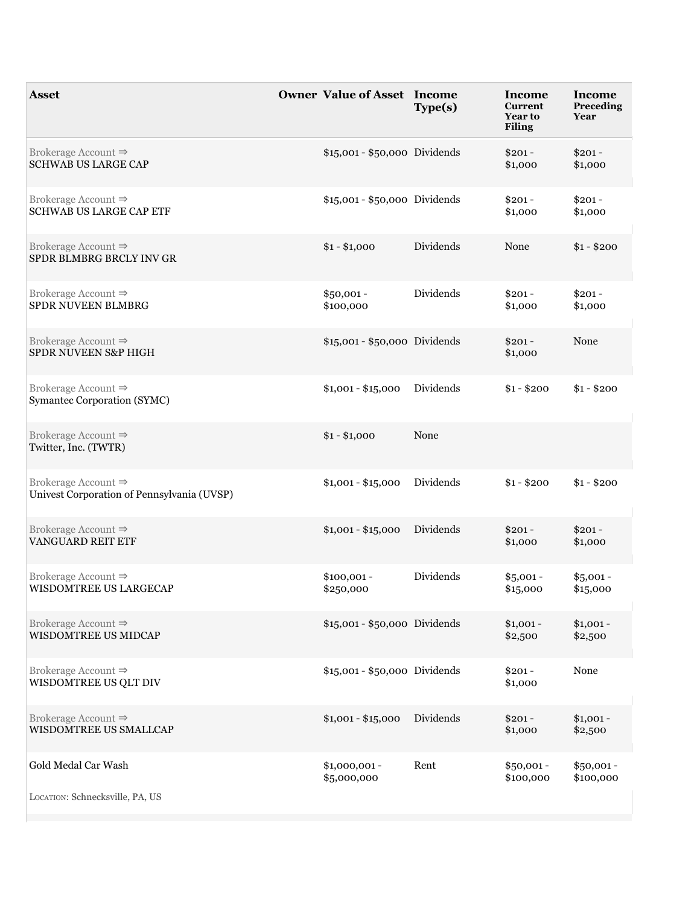| Asset | Owner | Value of Asset | Income Type(s) | Income Current Year to Filing | Income Preceding Year |
| --- | --- | --- | --- | --- | --- |
| Brokerage Account ⇒ SCHWAB US LARGE CAP | | $15,001 - $50,000 | Dividends | $201 - $1,000 | $201 - $1,000 |
| Brokerage Account ⇒ SCHWAB US LARGE CAP ETF | | $15,001 - $50,000 | Dividends | $201 - $1,000 | $201 - $1,000 |
| Brokerage Account ⇒ SPDR BLMBRG BRCLY INV GR | | $1 - $1,000 | Dividends | None | $1 - $200 |
| Brokerage Account ⇒ SPDR NUVEEN BLMBRG | | $50,001 - $100,000 | Dividends | $201 - $1,000 | $201 - $1,000 |
| Brokerage Account ⇒ SPDR NUVEEN S&P HIGH | | $15,001 - $50,000 | Dividends | $201 - $1,000 | None |
| Brokerage Account ⇒ Symantec Corporation (SYMC) | | $1,001 - $15,000 | Dividends | $1 - $200 | $1 - $200 |
| Brokerage Account ⇒ Twitter, Inc. (TWTR) | | $1 - $1,000 | None | | |
| Brokerage Account ⇒ Univest Corporation of Pennsylvania (UVSP) | | $1,001 - $15,000 | Dividends | $1 - $200 | $1 - $200 |
| Brokerage Account ⇒ VANGUARD REIT ETF | | $1,001 - $15,000 | Dividends | $201 - $1,000 | $201 - $1,000 |
| Brokerage Account ⇒ WISDOMTREE US LARGECAP | | $100,001 - $250,000 | Dividends | $5,001 - $15,000 | $5,001 - $15,000 |
| Brokerage Account ⇒ WISDOMTREE US MIDCAP | | $15,001 - $50,000 | Dividends | $1,001 - $2,500 | $1,001 - $2,500 |
| Brokerage Account ⇒ WISDOMTREE US QLT DIV | | $15,001 - $50,000 | Dividends | $201 - $1,000 | None |
| Brokerage Account ⇒ WISDOMTREE US SMALLCAP | | $1,001 - $15,000 | Dividends | $201 - $1,000 | $1,001 - $2,500 |
| Gold Medal Car Wash<br>LOCATION: Schnecksville, PA, US | | $1,000,001 - $5,000,000 | Rent | $50,001 - $100,000 | $50,001 - $100,000 |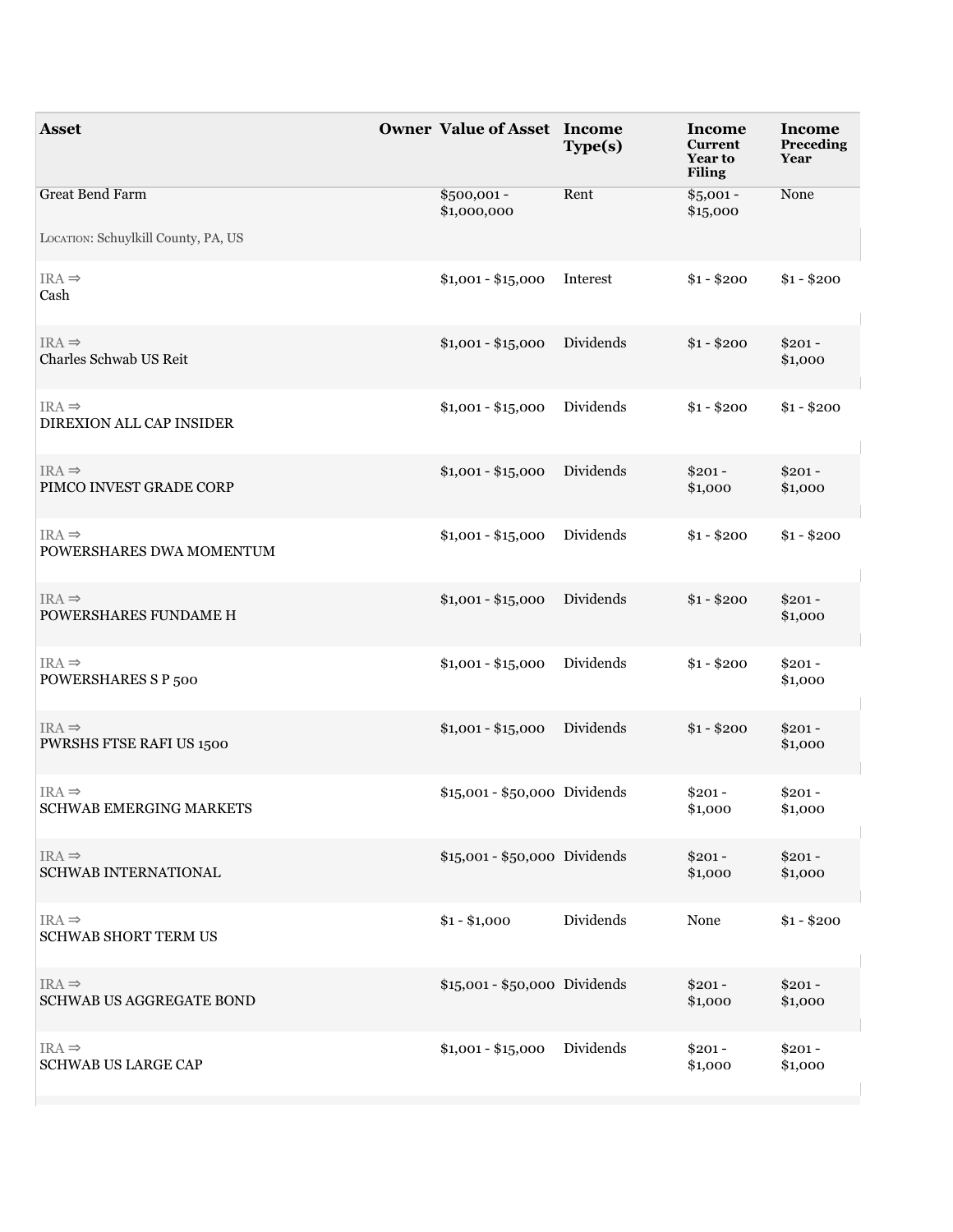| Asset | Owner | Value of Asset | Income Type(s) | Income Current Year to Filing | Income Preceding Year |
|---|---|---|---|---|---|
| Great Bend Farm<br><br>LOCATION: Schuylkill County, PA, US | | $500,001 - $1,000,000 | Rent | $5,001 - $15,000 | None |
| IRA ⇒<br>Cash | | $1,001 - $15,000 | Interest | $1 - $200 | $1 - $200 |
| IRA ⇒<br>Charles Schwab US Reit | | $1,001 - $15,000 | Dividends | $1 - $200 | $201 - $1,000 |
| IRA ⇒<br>DIREXION ALL CAP INSIDER | | $1,001 - $15,000 | Dividends | $1 - $200 | $1 - $200 |
| IRA ⇒<br>PIMCO INVEST GRADE CORP | | $1,001 - $15,000 | Dividends | $201 - $1,000 | $201 - $1,000 |
| IRA ⇒<br>POWERSHARES DWA MOMENTUM | | $1,001 - $15,000 | Dividends | $1 - $200 | $1 - $200 |
| IRA ⇒<br>POWERSHARES FUNDAME H | | $1,001 - $15,000 | Dividends | $1 - $200 | $201 - $1,000 |
| IRA ⇒<br>POWERSHARES S P 500 | | $1,001 - $15,000 | Dividends | $1 - $200 | $201 - $1,000 |
| IRA ⇒<br>PWRSHS FTSE RAFI US 1500 | | $1,001 - $15,000 | Dividends | $1 - $200 | $201 - $1,000 |
| IRA ⇒<br>SCHWAB EMERGING MARKETS | | $15,001 - $50,000 | Dividends | $201 - $1,000 | $201 - $1,000 |
| IRA ⇒<br>SCHWAB INTERNATIONAL | | $15,001 - $50,000 | Dividends | $201 - $1,000 | $201 - $1,000 |
| IRA ⇒<br>SCHWAB SHORT TERM US | | $1 - $1,000 | Dividends | None | $1 - $200 |
| IRA ⇒<br>SCHWAB US AGGREGATE BOND | | $15,001 - $50,000 | Dividends | $201 - $1,000 | $201 - $1,000 |
| IRA ⇒<br>SCHWAB US LARGE CAP | | $1,001 - $15,000 | Dividends | $201 - $1,000 | $201 - $1,000 |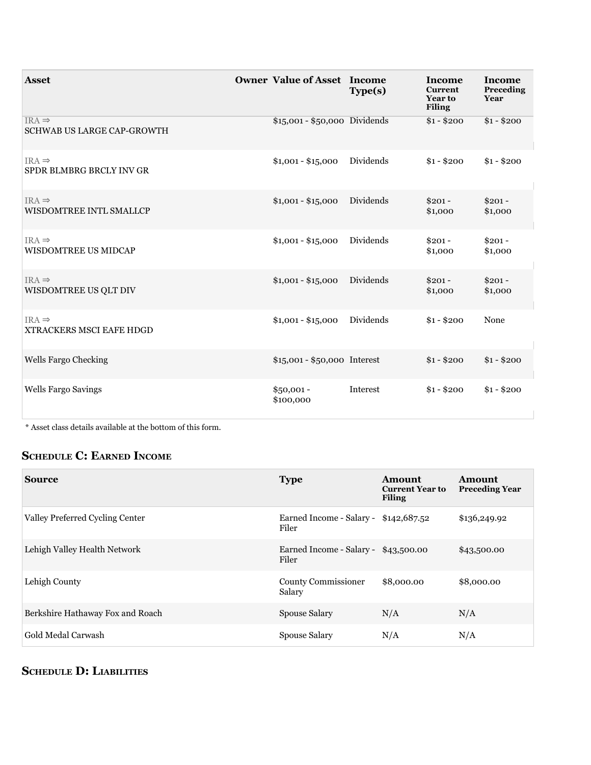| Asset | Owner | Value of Asset | Income Type(s) | Income Current Year to Filing | Income Preceding Year |
|---|---|---|---|---|---|
| IRA ⇒ SCHWAB US LARGE CAP-GROWTH | | $15,001 - $50,000 | Dividends | $1 - $200 | $1 - $200 |
| IRA ⇒ SPDR BLMBRG BRCLY INV GR | | $1,001 - $15,000 | Dividends | $1 - $200 | $1 - $200 |
| IRA ⇒ WISDOMTREE INTL SMALLCP | | $1,001 - $15,000 | Dividends | $201 - $1,000 | $201 - $1,000 |
| IRA ⇒ WISDOMTREE US MIDCAP | | $1,001 - $15,000 | Dividends | $201 - $1,000 | $201 - $1,000 |
| IRA ⇒ WISDOMTREE US QLT DIV | | $1,001 - $15,000 | Dividends | $201 - $1,000 | $201 - $1,000 |
| IRA ⇒ XTRACKERS MSCI EAFE HDGD | | $1,001 - $15,000 | Dividends | $1 - $200 | None |
| Wells Fargo Checking | | $15,001 - $50,000 | Interest | $1 - $200 | $1 - $200 |
| Wells Fargo Savings | | $50,001 - $100,000 | Interest | $1 - $200 | $1 - $200 |

* Asset class details available at the bottom of this form.

## Schedule C: Earned Income

| Source | Type | Amount Current Year to Filing | Amount Preceding Year |
|---|---|---|---|
| Valley Preferred Cycling Center | Earned Income - Salary - Filer | $142,687.52 | $136,249.92 |
| Lehigh Valley Health Network | Earned Income - Salary - Filer | $43,500.00 | $43,500.00 |
| Lehigh County | County Commissioner Salary | $8,000.00 | $8,000.00 |
| Berkshire Hathaway Fox and Roach | Spouse Salary | N/A | N/A |
| Gold Medal Carwash | Spouse Salary | N/A | N/A |

## Schedule D: Liabilities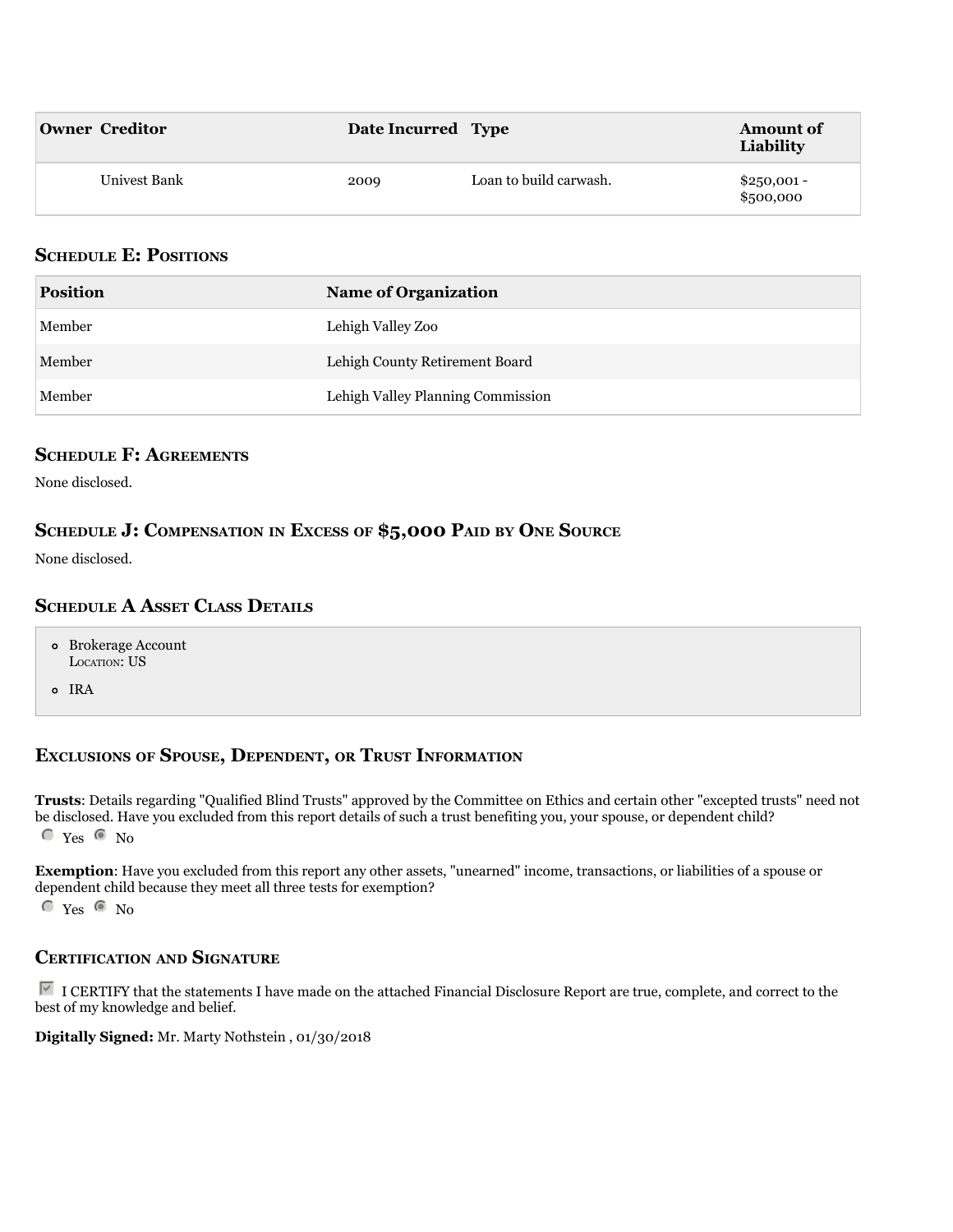| Owner | Creditor | Date Incurred | Type | Amount of Liability |
| --- | --- | --- | --- | --- |
| | Univest Bank | 2009 | Loan to build carwash. | $250,001 - $500,000 |

## Schedule E: Positions

| Position | Name of Organization |
| --- | --- |
| Member | Lehigh Valley Zoo |
| Member | Lehigh County Retirement Board |
| Member | Lehigh Valley Planning Commission |

## Schedule F: Agreements

None disclosed.

## Schedule J: Compensation in Excess of $5,000 Paid by One Source

None disclosed.

## Schedule A Asset Class Details

- Brokerage Account
  Location: US
- IRA

## Exclusions of Spouse, Dependent, or Trust Information

**Trusts**: Details regarding "Qualified Blind Trusts" approved by the Committee on Ethics and certain other "excepted trusts" need not be disclosed. Have you excluded from this report details of such a trust benefiting you, your spouse, or dependent child?

○ Yes ● No

**Exemption**: Have you excluded from this report any other assets, "unearned" income, transactions, or liabilities of a spouse or dependent child because they meet all three tests for exemption?

○ Yes ● No

## Certification and Signature

☑ I CERTIFY that the statements I have made on the attached Financial Disclosure Report are true, complete, and correct to the best of my knowledge and belief.

**Digitally Signed:** Mr. Marty Nothstein , 01/30/2018